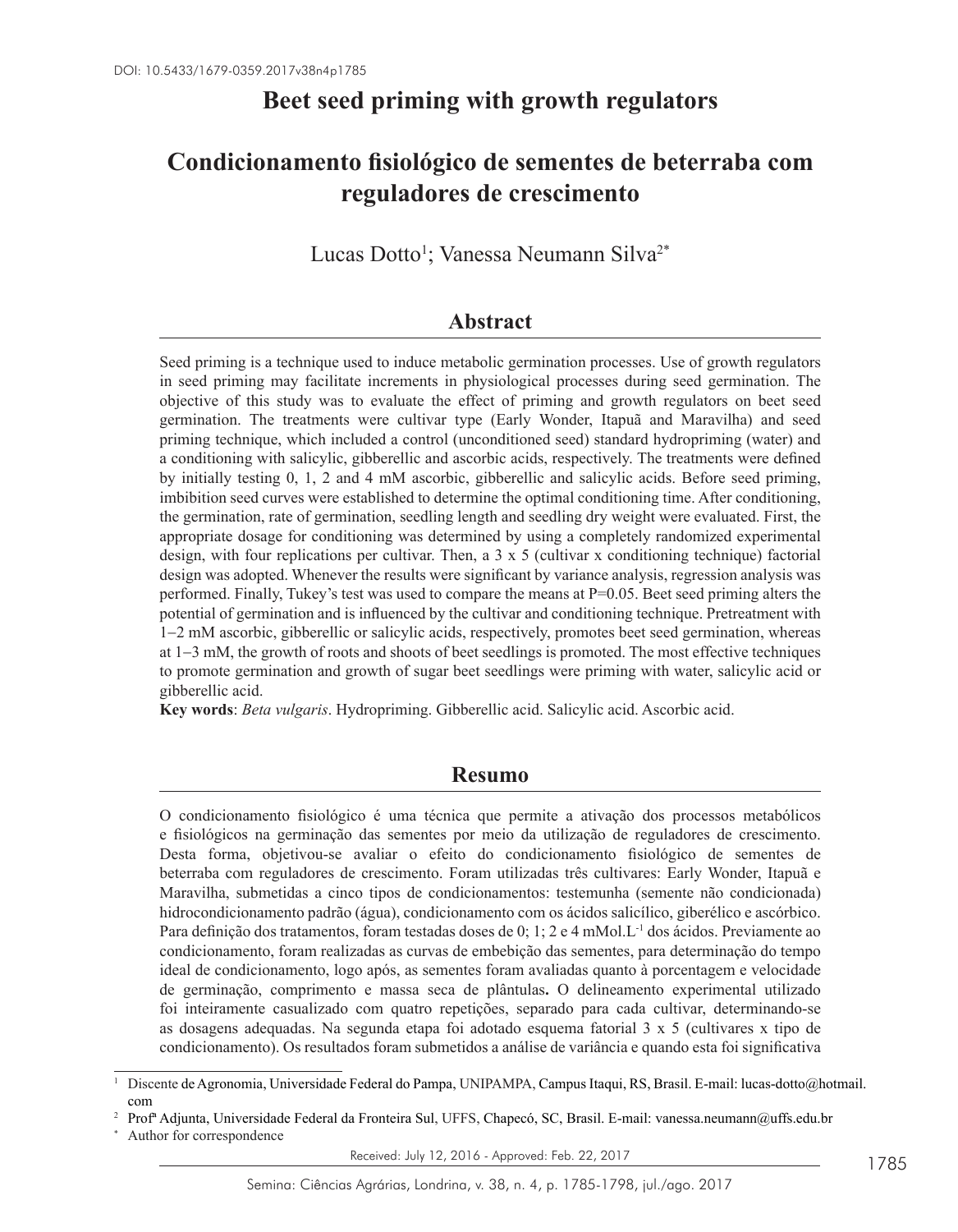DOI: 10.5433/1679-0359.2017v38n4p1785

# Beet seed priming with growth regulators

# Condicionamento fisiológico de sementes de beterraba com reguladores de crescimento

Lucas Dotto[1]; Vanessa Neumann Silva[2*]

## Abstract

Seed priming is a technique used to induce metabolic germination processes. Use of growth regulators in seed priming may facilitate increments in physiological processes during seed germination. The objective of this study was to evaluate the effect of priming and growth regulators on beet seed germination. The treatments were cultivar type (Early Wonder, Itapuã and Maravilha) and seed priming technique, which included a control (unconditioned seed) standard hydropriming (water) and a conditioning with salicylic, gibberellic and ascorbic acids, respectively. The treatments were defined by initially testing 0, 1, 2 and 4 mM ascorbic, gibberellic and salicylic acids. Before seed priming, imbibition seed curves were established to determine the optimal conditioning time. After conditioning, the germination, rate of germination, seedling length and seedling dry weight were evaluated. First, the appropriate dosage for conditioning was determined by using a completely randomized experimental design, with four replications per cultivar. Then, a 3 x 5 (cultivar x conditioning technique) factorial design was adopted. Whenever the results were significant by variance analysis, regression analysis was performed. Finally, Tukey's test was used to compare the means at P=0.05. Beet seed priming alters the potential of germination and is influenced by the cultivar and conditioning technique. Pretreatment with 1−2 mM ascorbic, gibberellic or salicylic acids, respectively, promotes beet seed germination, whereas at 1−3 mM, the growth of roots and shoots of beet seedlings is promoted. The most effective techniques to promote germination and growth of sugar beet seedlings were priming with water, salicylic acid or gibberellic acid.

**Key words**: *Beta vulgaris*. Hydropriming. Gibberellic acid. Salicylic acid. Ascorbic acid.

## Resumo

O condicionamento fisiológico é uma técnica que permite a ativação dos processos metabólicos e fisiológicos na germinação das sementes por meio da utilização de reguladores de crescimento. Desta forma, objetivou-se avaliar o efeito do condicionamento fisiológico de sementes de beterraba com reguladores de crescimento. Foram utilizadas três cultivares: Early Wonder, Itapuã e Maravilha, submetidas a cinco tipos de condicionamentos: testemunha (semente não condicionada) hidrocondicionamento padrão (água), condicionamento com os ácidos salicílico, giberélico e ascórbico. Para definição dos tratamentos, foram testadas doses de 0; 1; 2 e 4 $mMol.L^{-1}$ dos ácidos. Previamente ao condicionamento, foram realizadas as curvas de embebição das sementes, para determinação do tempo ideal de condicionamento, logo após, as sementes foram avaliadas quanto à porcentagem e velocidade de germinação, comprimento e massa seca de plântulas**.** O delineamento experimental utilizado foi inteiramente casualizado com quatro repetições, separado para cada cultivar, determinando-se as dosagens adequadas. Na segunda etapa foi adotado esquema fatorial 3 x 5 (cultivares x tipo de condicionamento). Os resultados foram submetidos a análise de variância e quando esta foi significativa

[1] Discente de Agronomia, Universidade Federal do Pampa, UNIPAMPA, Campus Itaqui, RS, Brasil. E-mail: lucas-dotto@hotmail.com

[2] Profª Adjunta, Universidade Federal da Fronteira Sul, UFFS, Chapecó, SC, Brasil. E-mail: vanessa.neumann@uffs.edu.br

[*] Author for correspondence

Received: July 12, 2016 - Approved: Feb. 22, 2017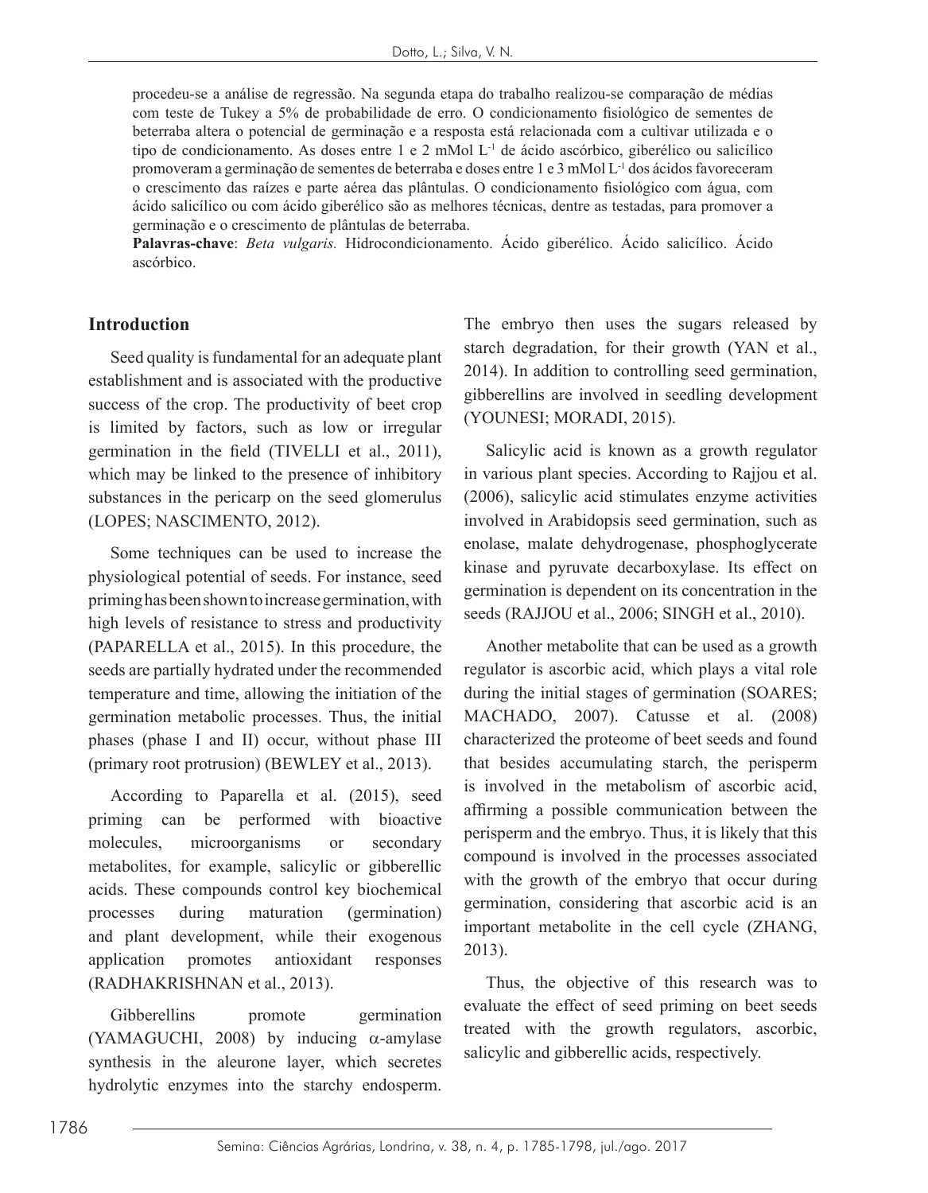procedeu-se a análise de regressão. Na segunda etapa do trabalho realizou-se comparação de médias com teste de Tukey a 5% de probabilidade de erro. O condicionamento fisiológico de sementes de beterraba altera o potencial de germinação e a resposta está relacionada com a cultivar utilizada e o tipo de condicionamento. As doses entre 1 e 2 mMol $L^{-1}$ de ácido ascórbico, giberélico ou salicílico promoveram a germinação de sementes de beterraba e doses entre 1 e 3 mMol $L^{-1}$ dos ácidos favoreceram o crescimento das raízes e parte aérea das plântulas. O condicionamento fisiológico com água, com ácido salicílico ou com ácido giberélico são as melhores técnicas, dentre as testadas, para promover a germinação e o crescimento de plântulas de beterraba.

**Palavras-chave**: *Beta vulgaris.* Hidrocondicionamento. Ácido giberélico. Ácido salicílico. Ácido ascórbico.

## Introduction

Seed quality is fundamental for an adequate plant establishment and is associated with the productive success of the crop. The productivity of beet crop is limited by factors, such as low or irregular germination in the field (TIVELLI et al., 2011), which may be linked to the presence of inhibitory substances in the pericarp on the seed glomerulus (LOPES; NASCIMENTO, 2012).

Some techniques can be used to increase the physiological potential of seeds. For instance, seed priming has been shown to increase germination, with high levels of resistance to stress and productivity (PAPARELLA et al., 2015). In this procedure, the seeds are partially hydrated under the recommended temperature and time, allowing the initiation of the germination metabolic processes. Thus, the initial phases (phase I and II) occur, without phase III (primary root protrusion) (BEWLEY et al., 2013).

According to Paparella et al. (2015), seed priming can be performed with bioactive molecules, microorganisms or secondary metabolites, for example, salicylic or gibberellic acids. These compounds control key biochemical processes during maturation (germination) and plant development, while their exogenous application promotes antioxidant responses (RADHAKRISHNAN et al., 2013).

Gibberellins promote germination (YAMAGUCHI, 2008) by inducing $\alpha$-amylase synthesis in the aleurone layer, which secretes hydrolytic enzymes into the starchy endosperm. The embryo then uses the sugars released by starch degradation, for their growth (YAN et al., 2014). In addition to controlling seed germination, gibberellins are involved in seedling development (YOUNESI; MORADI, 2015).

Salicylic acid is known as a growth regulator in various plant species. According to Rajjou et al. (2006), salicylic acid stimulates enzyme activities involved in Arabidopsis seed germination, such as enolase, malate dehydrogenase, phosphoglycerate kinase and pyruvate decarboxylase. Its effect on germination is dependent on its concentration in the seeds (RAJJOU et al., 2006; SINGH et al., 2010).

Another metabolite that can be used as a growth regulator is ascorbic acid, which plays a vital role during the initial stages of germination (SOARES; MACHADO, 2007). Catusse et al. (2008) characterized the proteome of beet seeds and found that besides accumulating starch, the perisperm is involved in the metabolism of ascorbic acid, affirming a possible communication between the perisperm and the embryo. Thus, it is likely that this compound is involved in the processes associated with the growth of the embryo that occur during germination, considering that ascorbic acid is an important metabolite in the cell cycle (ZHANG, 2013).

Thus, the objective of this research was to evaluate the effect of seed priming on beet seeds treated with the growth regulators, ascorbic, salicylic and gibberellic acids, respectively.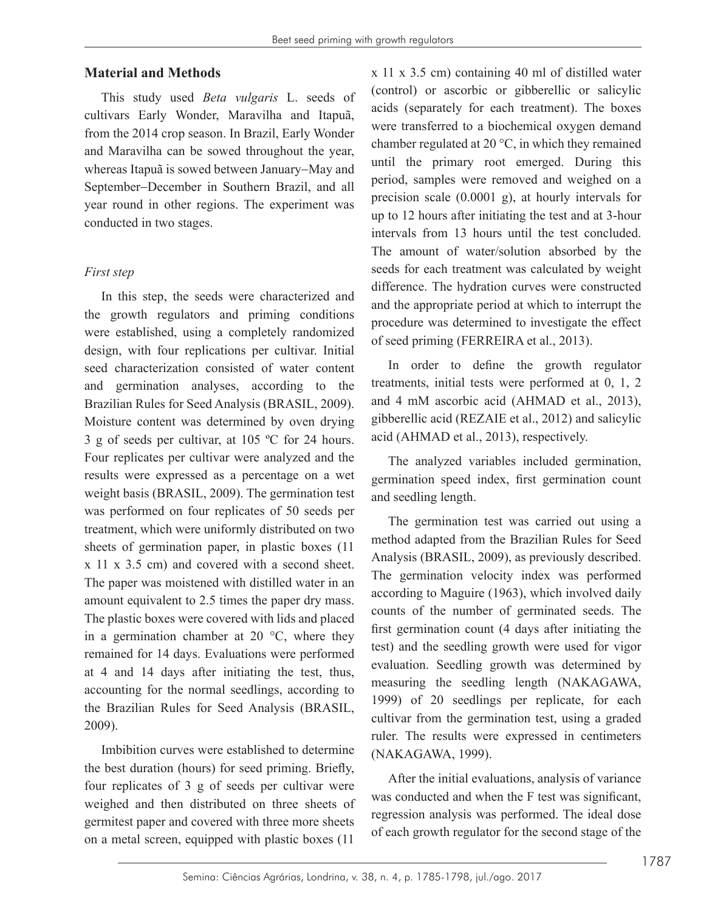## Material and Methods

This study used *Beta vulgaris* L. seeds of cultivars Early Wonder, Maravilha and Itapuã, from the 2014 crop season. In Brazil, Early Wonder and Maravilha can be sowed throughout the year, whereas Itapuã is sowed between January–May and September–December in Southern Brazil, and all year round in other regions. The experiment was conducted in two stages.

### *First step*

In this step, the seeds were characterized and the growth regulators and priming conditions were established, using a completely randomized design, with four replications per cultivar. Initial seed characterization consisted of water content and germination analyses, according to the Brazilian Rules for Seed Analysis (BRASIL, 2009). Moisture content was determined by oven drying 3 g of seeds per cultivar, at 105 ºC for 24 hours. Four replicates per cultivar were analyzed and the results were expressed as a percentage on a wet weight basis (BRASIL, 2009). The germination test was performed on four replicates of 50 seeds per treatment, which were uniformly distributed on two sheets of germination paper, in plastic boxes (11 x 11 x 3.5 cm) and covered with a second sheet. The paper was moistened with distilled water in an amount equivalent to 2.5 times the paper dry mass. The plastic boxes were covered with lids and placed in a germination chamber at 20 °C, where they remained for 14 days. Evaluations were performed at 4 and 14 days after initiating the test, thus, accounting for the normal seedlings, according to the Brazilian Rules for Seed Analysis (BRASIL, 2009).

Imbibition curves were established to determine the best duration (hours) for seed priming. Briefly, four replicates of 3 g of seeds per cultivar were weighed and then distributed on three sheets of germitest paper and covered with three more sheets on a metal screen, equipped with plastic boxes (11 x 11 x 3.5 cm) containing 40 ml of distilled water (control) or ascorbic or gibberellic or salicylic acids (separately for each treatment). The boxes were transferred to a biochemical oxygen demand chamber regulated at 20 °C, in which they remained until the primary root emerged. During this period, samples were removed and weighed on a precision scale (0.0001 g), at hourly intervals for up to 12 hours after initiating the test and at 3-hour intervals from 13 hours until the test concluded. The amount of water/solution absorbed by the seeds for each treatment was calculated by weight difference. The hydration curves were constructed and the appropriate period at which to interrupt the procedure was determined to investigate the effect of seed priming (FERREIRA et al., 2013).

In order to define the growth regulator treatments, initial tests were performed at 0, 1, 2 and 4 mM ascorbic acid (AHMAD et al., 2013), gibberellic acid (REZAIE et al., 2012) and salicylic acid (AHMAD et al., 2013), respectively.

The analyzed variables included germination, germination speed index, first germination count and seedling length.

The germination test was carried out using a method adapted from the Brazilian Rules for Seed Analysis (BRASIL, 2009), as previously described. The germination velocity index was performed according to Maguire (1963), which involved daily counts of the number of germinated seeds. The first germination count (4 days after initiating the test) and the seedling growth were used for vigor evaluation. Seedling growth was determined by measuring the seedling length (NAKAGAWA, 1999) of 20 seedlings per replicate, for each cultivar from the germination test, using a graded ruler. The results were expressed in centimeters (NAKAGAWA, 1999).

After the initial evaluations, analysis of variance was conducted and when the F test was significant, regression analysis was performed. The ideal dose of each growth regulator for the second stage of the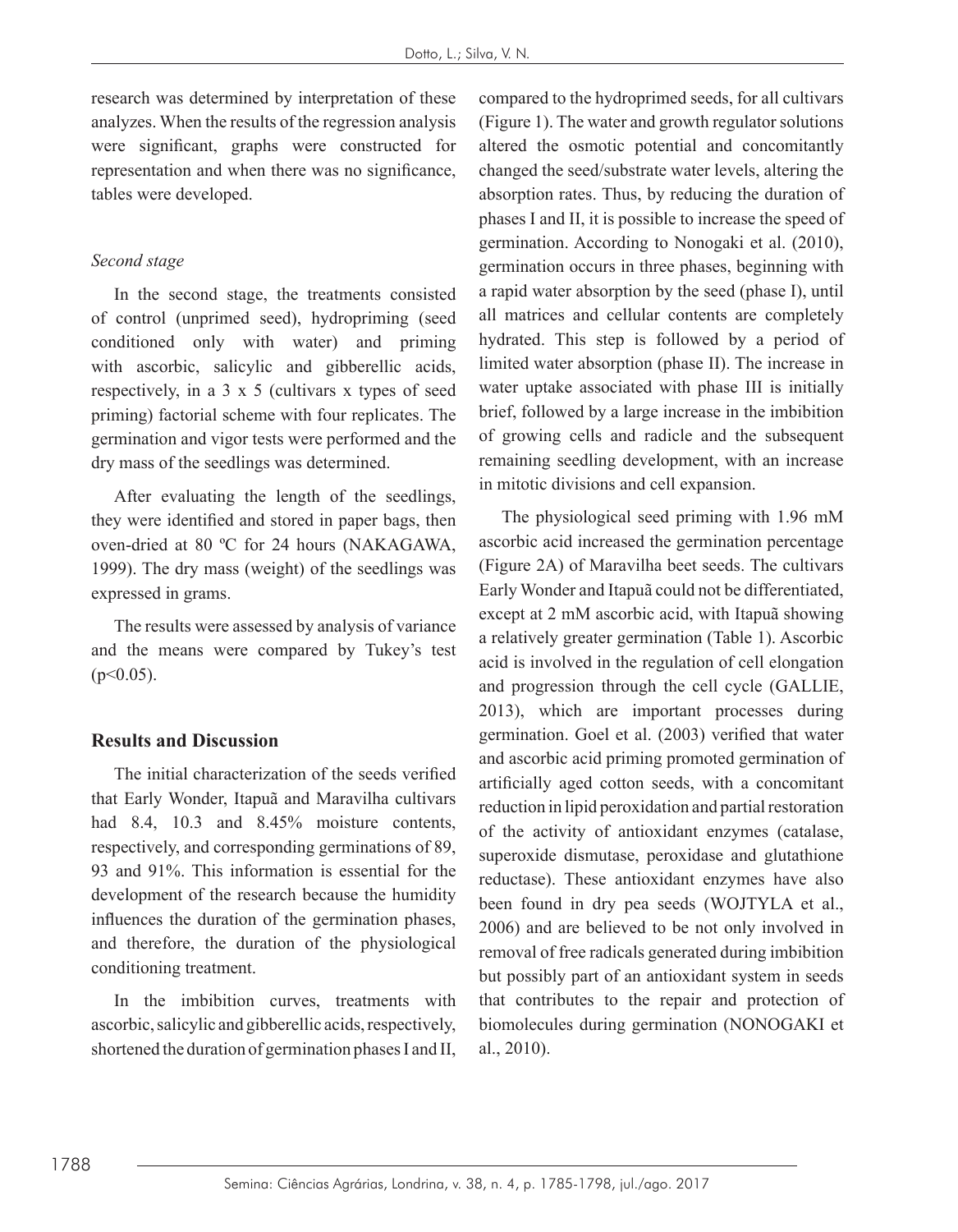research was determined by interpretation of these analyzes. When the results of the regression analysis were significant, graphs were constructed for representation and when there was no significance, tables were developed.

*Second stage*

In the second stage, the treatments consisted of control (unprimed seed), hydropriming (seed conditioned only with water) and priming with ascorbic, salicylic and gibberellic acids, respectively, in a 3 x 5 (cultivars x types of seed priming) factorial scheme with four replicates. The germination and vigor tests were performed and the dry mass of the seedlings was determined.

After evaluating the length of the seedlings, they were identified and stored in paper bags, then oven-dried at 80 ºC for 24 hours (NAKAGAWA, 1999). The dry mass (weight) of the seedlings was expressed in grams.

The results were assessed by analysis of variance and the means were compared by Tukey's test ($p<0.05$).

## Results and Discussion

The initial characterization of the seeds verified that Early Wonder, Itapuã and Maravilha cultivars had 8.4, 10.3 and 8.45% moisture contents, respectively, and corresponding germinations of 89, 93 and 91%. This information is essential for the development of the research because the humidity influences the duration of the germination phases, and therefore, the duration of the physiological conditioning treatment.

In the imbibition curves, treatments with ascorbic, salicylic and gibberellic acids, respectively, shortened the duration of germination phases I and II, compared to the hydroprimed seeds, for all cultivars (Figure 1). The water and growth regulator solutions altered the osmotic potential and concomitantly changed the seed/substrate water levels, altering the absorption rates. Thus, by reducing the duration of phases I and II, it is possible to increase the speed of germination. According to Nonogaki et al. (2010), germination occurs in three phases, beginning with a rapid water absorption by the seed (phase I), until all matrices and cellular contents are completely hydrated. This step is followed by a period of limited water absorption (phase II). The increase in water uptake associated with phase III is initially brief, followed by a large increase in the imbibition of growing cells and radicle and the subsequent remaining seedling development, with an increase in mitotic divisions and cell expansion.

The physiological seed priming with 1.96 mM ascorbic acid increased the germination percentage (Figure 2A) of Maravilha beet seeds. The cultivars Early Wonder and Itapuã could not be differentiated, except at 2 mM ascorbic acid, with Itapuã showing a relatively greater germination (Table 1). Ascorbic acid is involved in the regulation of cell elongation and progression through the cell cycle (GALLIE, 2013), which are important processes during germination. Goel et al. (2003) verified that water and ascorbic acid priming promoted germination of artificially aged cotton seeds, with a concomitant reduction in lipid peroxidation and partial restoration of the activity of antioxidant enzymes (catalase, superoxide dismutase, peroxidase and glutathione reductase). These antioxidant enzymes have also been found in dry pea seeds (WOJTYLA et al., 2006) and are believed to be not only involved in removal of free radicals generated during imbibition but possibly part of an antioxidant system in seeds that contributes to the repair and protection of biomolecules during germination (NONOGAKI et al., 2010).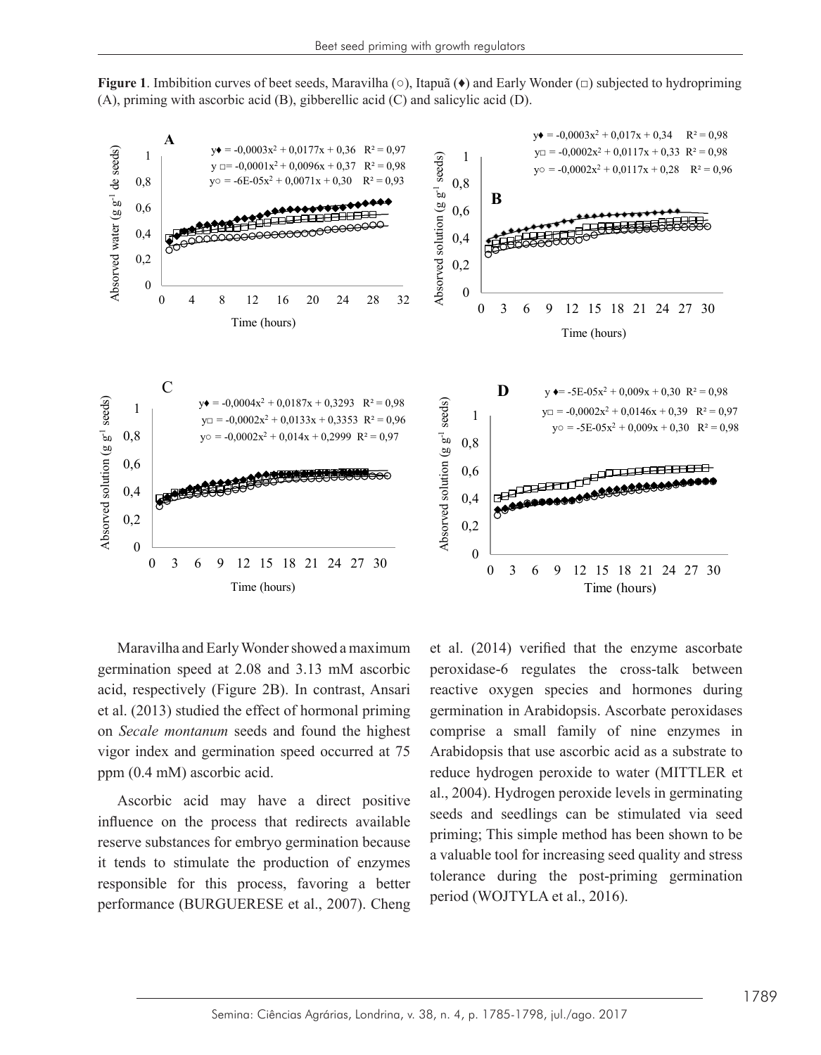**Figure 1**. Imbibition curves of beet seeds, Maravilha (○), Itapuã (♦) and Early Wonder (□) subjected to hydropriming (A), priming with ascorbic acid (B), gibberellic acid (C) and salicylic acid (D).

Maravilha and Early Wonder showed a maximum germination speed at 2.08 and 3.13 mM ascorbic acid, respectively (Figure 2B). In contrast, Ansari et al. (2013) studied the effect of hormonal priming on *Secale montanum* seeds and found the highest vigor index and germination speed occurred at 75 ppm (0.4 mM) ascorbic acid.

Ascorbic acid may have a direct positive influence on the process that redirects available reserve substances for embryo germination because it tends to stimulate the production of enzymes responsible for this process, favoring a better performance (BURGUERESE et al., 2007). Cheng et al. (2014) verified that the enzyme ascorbate peroxidase-6 regulates the cross-talk between reactive oxygen species and hormones during germination in Arabidopsis. Ascorbate peroxidases comprise a small family of nine enzymes in Arabidopsis that use ascorbic acid as a substrate to reduce hydrogen peroxide to water (MITTLER et al., 2004). Hydrogen peroxide levels in germinating seeds and seedlings can be stimulated via seed priming; This simple method has been shown to be a valuable tool for increasing seed quality and stress tolerance during the post-priming germination period (WOJTYLA et al., 2016).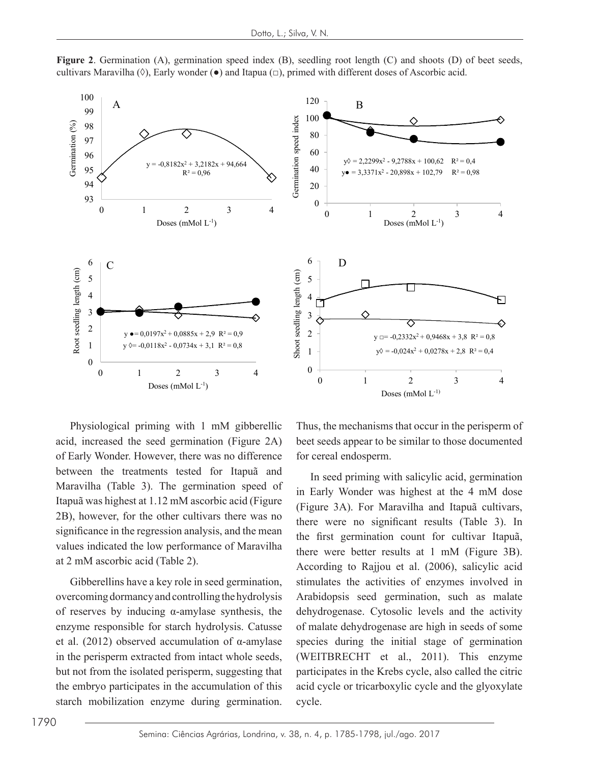**Figure 2**. Germination (A), germination speed index (B), seedling root length (C) and shoots (D) of beet seeds, cultivars Maravilha (◊), Early wonder (●) and Itapua (□), primed with different doses of Ascorbic acid.

Physiological priming with 1 mM gibberellic acid, increased the seed germination (Figure 2A) of Early Wonder. However, there was no difference between the treatments tested for Itapuã and Maravilha (Table 3). The germination speed of Itapuã was highest at 1.12 mM ascorbic acid (Figure 2B), however, for the other cultivars there was no significance in the regression analysis, and the mean values indicated the low performance of Maravilha at 2 mM ascorbic acid (Table 2).

Gibberellins have a key role in seed germination, overcoming dormancy and controlling the hydrolysis of reserves by inducing α-amylase synthesis, the enzyme responsible for starch hydrolysis. Catusse et al. (2012) observed accumulation of α-amylase in the perisperm extracted from intact whole seeds, but not from the isolated perisperm, suggesting that the embryo participates in the accumulation of this starch mobilization enzyme during germination. Thus, the mechanisms that occur in the perisperm of beet seeds appear to be similar to those documented for cereal endosperm.

In seed priming with salicylic acid, germination in Early Wonder was highest at the 4 mM dose (Figure 3A). For Maravilha and Itapuã cultivars, there were no significant results (Table 3). In the first germination count for cultivar Itapuã, there were better results at 1 mM (Figure 3B). According to Rajjou et al. (2006), salicylic acid stimulates the activities of enzymes involved in Arabidopsis seed germination, such as malate dehydrogenase. Cytosolic levels and the activity of malate dehydrogenase are high in seeds of some species during the initial stage of germination (WEITBRECHT et al., 2011). This enzyme participates in the Krebs cycle, also called the citric acid cycle or tricarboxylic cycle and the glyoxylate cycle.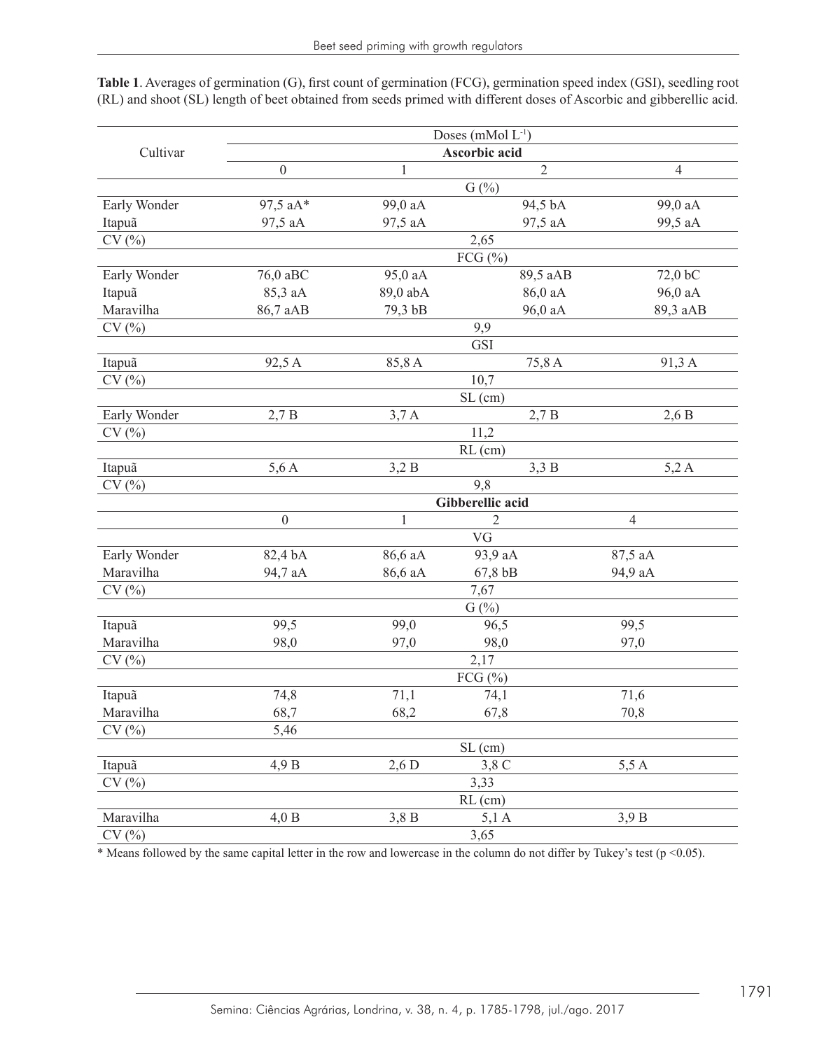**Table 1**. Averages of germination (G), first count of germination (FCG), germination speed index (GSI), seedling root (RL) and shoot (SL) length of beet obtained from seeds primed with different doses of Ascorbic and gibberellic acid.

| Cultivar | Doses (mMol $L^{-1}$) | | | |
|---|---|---|---|---|
| | **Ascorbic acid** | | | |
| | 0 | 1 | 2 | 4 |
| | G (%) | | | |
| Early Wonder | 97,5 aA* | 99,0 aA | 94,5 bA | 99,0 aA |
| Itapuã | 97,5 aA | 97,5 aA | 97,5 aA | 99,5 aA |
| CV (%) | 2,65 | | | |
| | FCG (%) | | | |
| Early Wonder | 76,0 aBC | 95,0 aA | 89,5 aAB | 72,0 bC |
| Itapuã | 85,3 aA | 89,0 abA | 86,0 aA | 96,0 aA |
| Maravilha | 86,7 aAB | 79,3 bB | 96,0 aA | 89,3 aAB |
| CV (%) | 9,9 | | | |
| | GSI | | | |
| Itapuã | 92,5 A | 85,8 A | 75,8 A | 91,3 A |
| CV (%) | 10,7 | | | |
| | SL (cm) | | | |
| Early Wonder | 2,7 B | 3,7 A | 2,7 B | 2,6 B |
| CV (%) | 11,2 | | | |
| | RL (cm) | | | |
| Itapuã | 5,6 A | 3,2 B | 3,3 B | 5,2 A |
| CV (%) | 9,8 | | | |
| | **Gibberellic acid** | | | |
| | 0 | 1 | 2 | 4 |
| | VG | | | |
| Early Wonder | 82,4 bA | 86,6 aA | 93,9 aA | 87,5 aA |
| Maravilha | 94,7 aA | 86,6 aA | 67,8 bB | 94,9 aA |
| CV (%) | 7,67 | | | |
| | G (%) | | | |
| Itapuã | 99,5 | 99,0 | 96,5 | 99,5 |
| Maravilha | 98,0 | 97,0 | 98,0 | 97,0 |
| CV (%) | 2,17 | | | |
| | FCG (%) | | | |
| Itapuã | 74,8 | 71,1 | 74,1 | 71,6 |
| Maravilha | 68,7 | 68,2 | 67,8 | 70,8 |
| CV (%) | 5,46 | | | |
| | SL (cm) | | | |
| Itapuã | 4,9 B | 2,6 D | 3,8 C | 5,5 A |
| CV (%) | 3,33 | | | |
| | RL (cm) | | | |
| Maravilha | 4,0 B | 3,8 B | 5,1 A | 3,9 B |
| CV (%) | 3,65 | | | |

\* Means followed by the same capital letter in the row and lowercase in the column do not differ by Tukey's test ($p < 0.05$).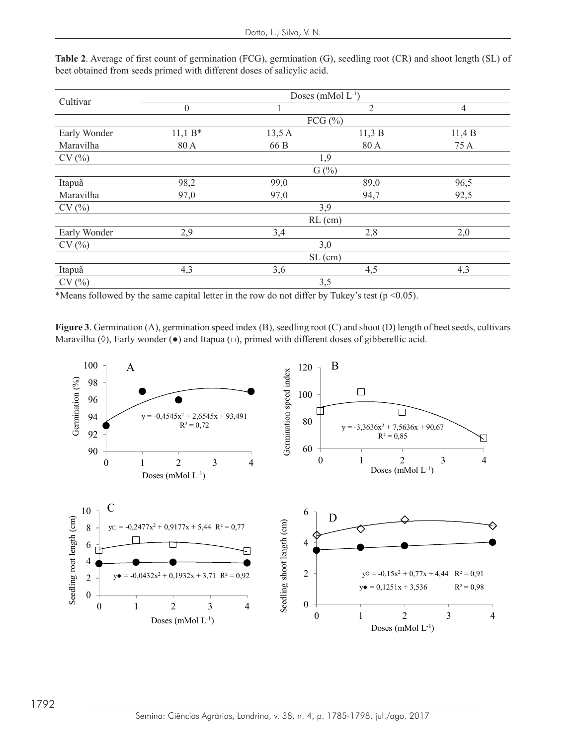**Table 2**. Average of first count of germination (FCG), germination (G), seedling root (CR) and shoot length (SL) of beet obtained from seeds primed with different doses of salicylic acid.

| Cultivar | Doses (mMol $L^{-1}$) | | | |
|---|---|---|---|---|
| | 0 | 1 | 2 | 4 |
| | | FCG (%) | | |
| Early Wonder | 11,1 B* | 13,5 A | 11,3 B | 11,4 B |
| Maravilha | 80 A | 66 B | 80 A | 75 A |
| CV (%) | | 1,9 | | |
| | | G (%) | | |
| Itapuã | 98,2 | 99,0 | 89,0 | 96,5 |
| Maravilha | 97,0 | 97,0 | 94,7 | 92,5 |
| CV (%) | | 3,9 | | |
| | | RL (cm) | | |
| Early Wonder | 2,9 | 3,4 | 2,8 | 2,0 |
| CV (%) | | 3,0 | | |
| | | SL (cm) | | |
| Itapuã | 4,3 | 3,6 | 4,5 | 4,3 |
| CV (%) | | 3,5 | | |

*Means followed by the same capital letter in the row do not differ by Tukey's test ($p < 0.05$).

**Figure 3**. Germination (A), germination speed index (B), seedling root (C) and shoot (D) length of beet seeds, cultivars Maravilha (◊), Early wonder (●) and Itapua (□), primed with different doses of gibberellic acid.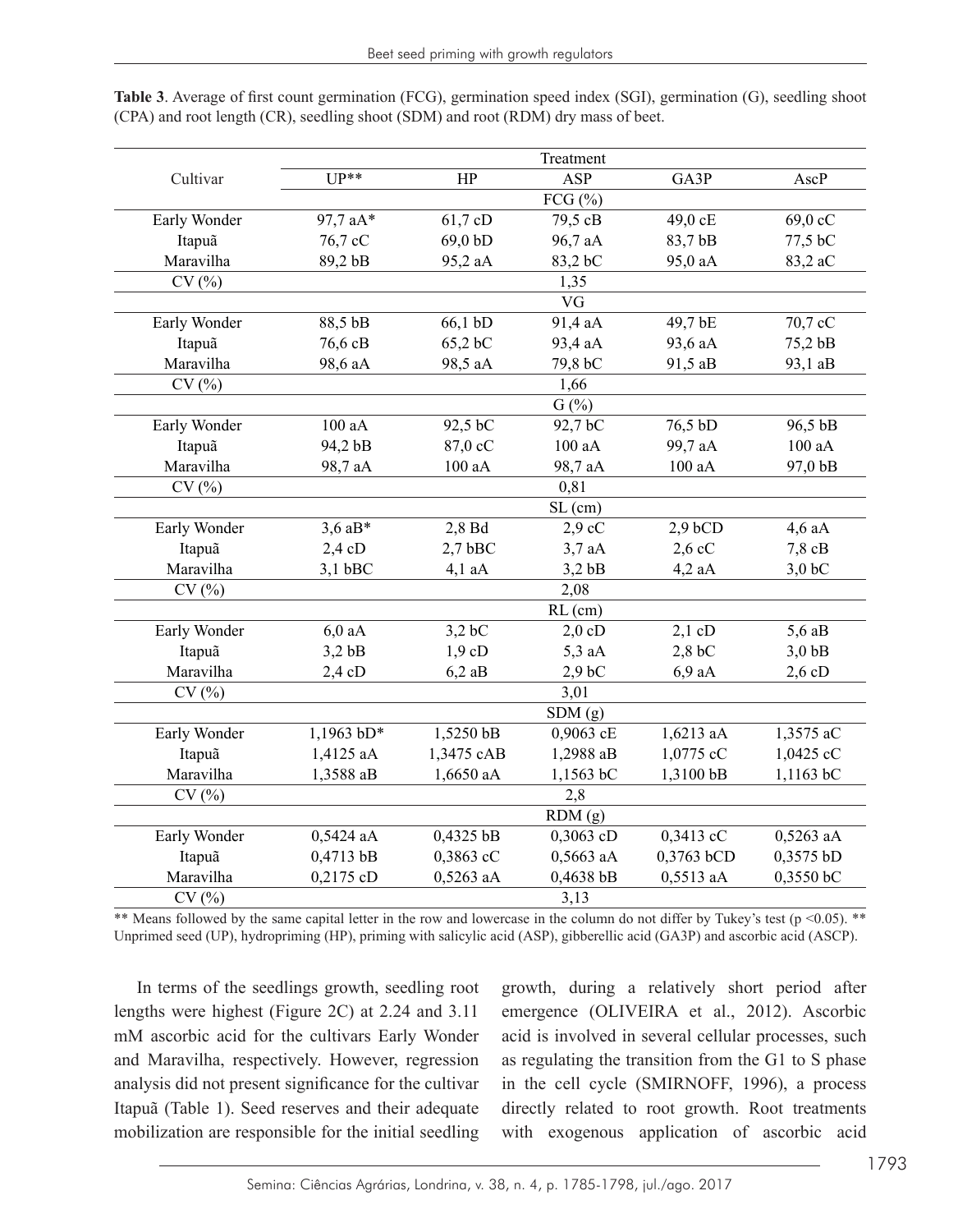**Table 3**. Average of first count germination (FCG), germination speed index (SGI), germination (G), seedling shoot (CPA) and root length (CR), seedling shoot (SDM) and root (RDM) dry mass of beet.

| Cultivar | Treatment | | | | |
|---|---|---|---|---|---|
| | UP** | HP | ASP | GA3P | AscP |
| | FCG (%) | | | | |
| Early Wonder | 97,7 aA* | 61,7 cD | 79,5 cB | 49,0 cE | 69,0 cC |
| Itapuã | 76,7 cC | 69,0 bD | 96,7 aA | 83,7 bB | 77,5 bC |
| Maravilha | 89,2 bB | 95,2 aA | 83,2 bC | 95,0 aA | 83,2 aC |
| CV (%) | 1,35 | | | | |
| | VG | | | | |
| Early Wonder | 88,5 bB | 66,1 bD | 91,4 aA | 49,7 bE | 70,7 cC |
| Itapuã | 76,6 cB | 65,2 bC | 93,4 aA | 93,6 aA | 75,2 bB |
| Maravilha | 98,6 aA | 98,5 aA | 79,8 bC | 91,5 aB | 93,1 aB |
| CV (%) | 1,66 | | | | |
| | G (%) | | | | |
| Early Wonder | 100 aA | 92,5 bC | 92,7 bC | 76,5 bD | 96,5 bB |
| Itapuã | 94,2 bB | 87,0 cC | 100 aA | 99,7 aA | 100 aA |
| Maravilha | 98,7 aA | 100 aA | 98,7 aA | 100 aA | 97,0 bB |
| CV (%) | 0,81 | | | | |
| | SL (cm) | | | | |
| Early Wonder | 3,6 aB* | 2,8 Bd | 2,9 cC | 2,9 bCD | 4,6 aA |
| Itapuã | 2,4 cD | 2,7 bBC | 3,7 aA | 2,6 cC | 7,8 cB |
| Maravilha | 3,1 bBC | 4,1 aA | 3,2 bB | 4,2 aA | 3,0 bC |
| CV (%) | 2,08 | | | | |
| | RL (cm) | | | | |
| Early Wonder | 6,0 aA | 3,2 bC | 2,0 cD | 2,1 cD | 5,6 aB |
| Itapuã | 3,2 bB | 1,9 cD | 5,3 aA | 2,8 bC | 3,0 bB |
| Maravilha | 2,4 cD | 6,2 aB | 2,9 bC | 6,9 aA | 2,6 cD |
| CV (%) | 3,01 | | | | |
| | SDM (g) | | | | |
| Early Wonder | 1,1963 bD* | 1,5250 bB | 0,9063 cE | 1,6213 aA | 1,3575 aC |
| Itapuã | 1,4125 aA | 1,3475 cAB | 1,2988 aB | 1,0775 cC | 1,0425 cC |
| Maravilha | 1,3588 aB | 1,6650 aA | 1,1563 bC | 1,3100 bB | 1,1163 bC |
| CV (%) | 2,8 | | | | |
| | RDM (g) | | | | |
| Early Wonder | 0,5424 aA | 0,4325 bB | 0,3063 cD | 0,3413 cC | 0,5263 aA |
| Itapuã | 0,4713 bB | 0,3863 cC | 0,5663 aA | 0,3763 bCD | 0,3575 bD |
| Maravilha | 0,2175 cD | 0,5263 aA | 0,4638 bB | 0,5513 aA | 0,3550 bC |
| CV (%) | 3,13 | | | | |

** Means followed by the same capital letter in the row and lowercase in the column do not differ by Tukey's test ($p < 0.05$). ** Unprimed seed (UP), hydropriming (HP), priming with salicylic acid (ASP), gibberellic acid (GA3P) and ascorbic acid (ASCP).

In terms of the seedlings growth, seedling root lengths were highest (Figure 2C) at 2.24 and 3.11 mM ascorbic acid for the cultivars Early Wonder and Maravilha, respectively. However, regression analysis did not present significance for the cultivar Itapuã (Table 1). Seed reserves and their adequate mobilization are responsible for the initial seedling growth, during a relatively short period after emergence (OLIVEIRA et al., 2012). Ascorbic acid is involved in several cellular processes, such as regulating the transition from the G1 to S phase in the cell cycle (SMIRNOFF, 1996), a process directly related to root growth. Root treatments with exogenous application of ascorbic acid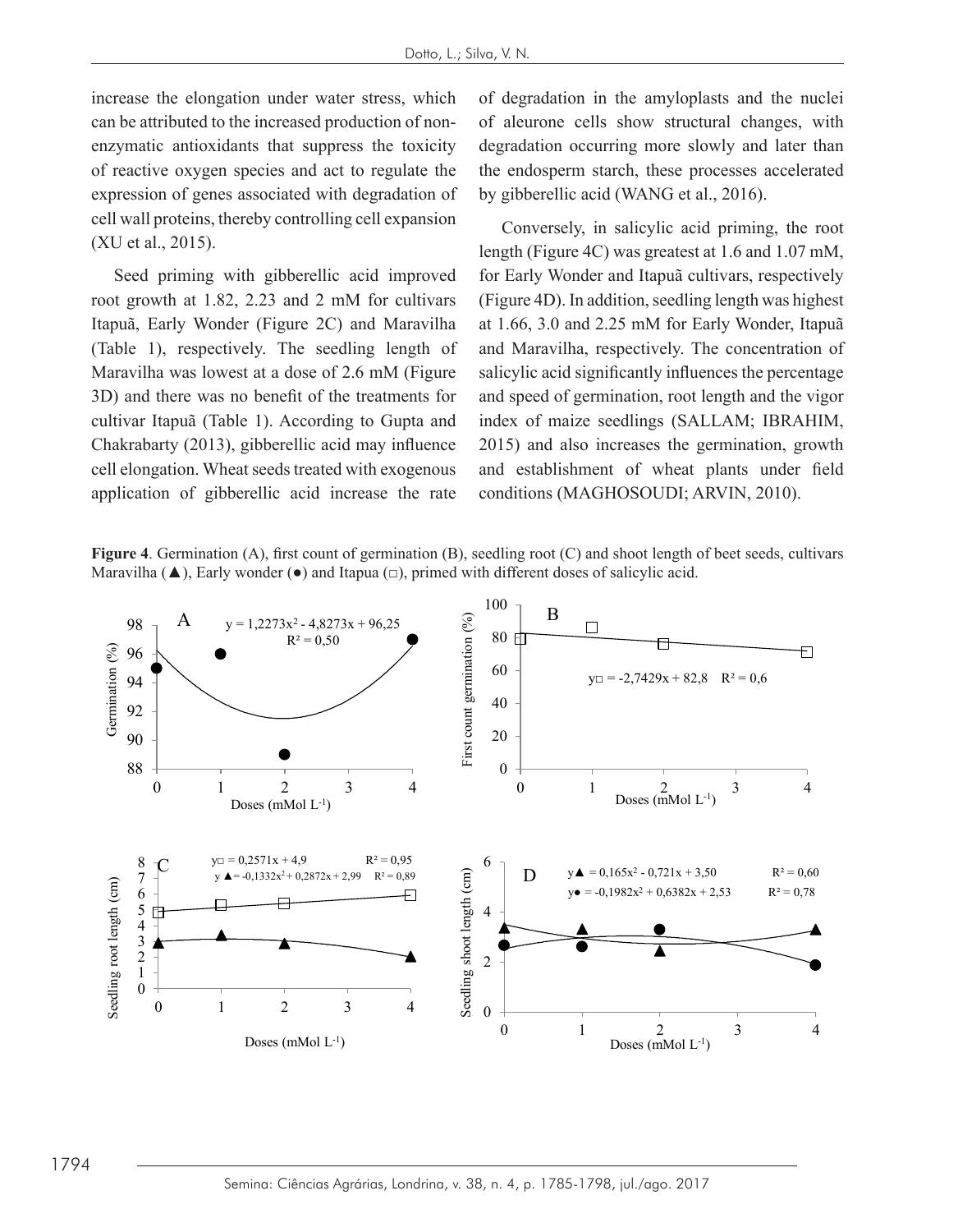increase the elongation under water stress, which can be attributed to the increased production of non-enzymatic antioxidants that suppress the toxicity of reactive oxygen species and act to regulate the expression of genes associated with degradation of cell wall proteins, thereby controlling cell expansion (XU et al., 2015).

Seed priming with gibberellic acid improved root growth at 1.82, 2.23 and 2 mM for cultivars Itapuã, Early Wonder (Figure 2C) and Maravilha (Table 1), respectively. The seedling length of Maravilha was lowest at a dose of 2.6 mM (Figure 3D) and there was no benefit of the treatments for cultivar Itapuã (Table 1). According to Gupta and Chakrabarty (2013), gibberellic acid may influence cell elongation. Wheat seeds treated with exogenous application of gibberellic acid increase the rate of degradation in the amyloplasts and the nuclei of aleurone cells show structural changes, with degradation occurring more slowly and later than the endosperm starch, these processes accelerated by gibberellic acid (WANG et al., 2016).

Conversely, in salicylic acid priming, the root length (Figure 4C) was greatest at 1.6 and 1.07 mM, for Early Wonder and Itapuã cultivars, respectively (Figure 4D). In addition, seedling length was highest at 1.66, 3.0 and 2.25 mM for Early Wonder, Itapuã and Maravilha, respectively. The concentration of salicylic acid significantly influences the percentage and speed of germination, root length and the vigor index of maize seedlings (SALLAM; IBRAHIM, 2015) and also increases the germination, growth and establishment of wheat plants under field conditions (MAGHOSOUDI; ARVIN, 2010).

**Figure 4**. Germination (A), first count of germination (B), seedling root (C) and shoot length of beet seeds, cultivars Maravilha (▲), Early wonder (●) and Itapua (□), primed with different doses of salicylic acid.

A: $y = 1{,}2273x^2 - 4{,}8273x + 96{,}25$, $R^2 = 0{,}50$

B: $y_{\square} = -2{,}7429x + 82{,}8$, $R^2 = 0{,}6$

C: $y_{\square} = 0{,}2571x + 4{,}9$, $R^2 = 0{,}95$; $y_{\blacktriangle} = -0{,}1332x^2 + 0{,}2872x + 2{,}99$, $R^2 = 0{,}89$

D: $y_{\blacktriangle} = 0{,}165x^2 - 0{,}721x + 3{,}50$, $R^2 = 0{,}60$; $y_{\bullet} = -0{,}1982x^2 + 0{,}6382x + 2{,}53$, $R^2 = 0{,}78$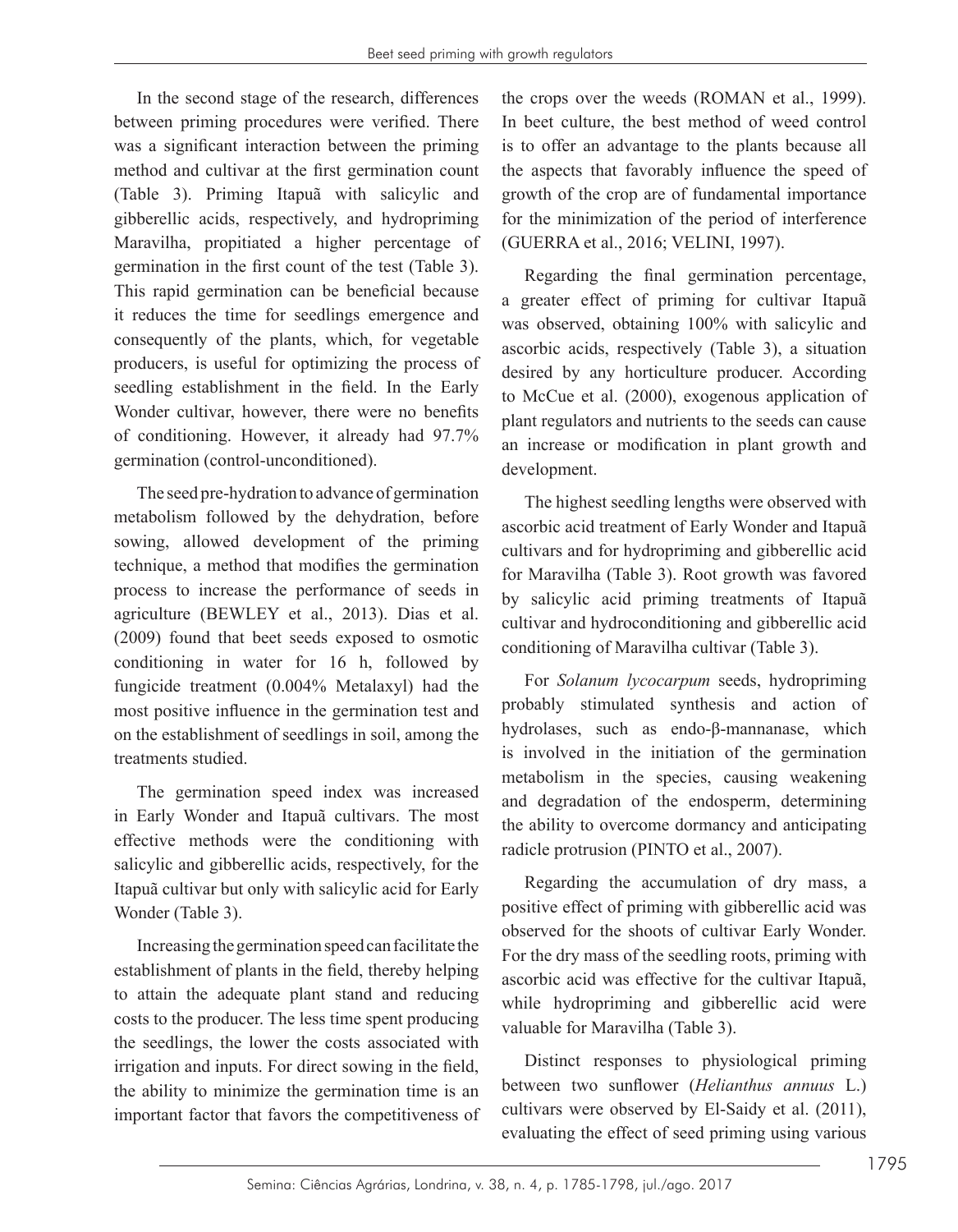In the second stage of the research, differences between priming procedures were verified. There was a significant interaction between the priming method and cultivar at the first germination count (Table 3). Priming Itapuã with salicylic and gibberellic acids, respectively, and hydropriming Maravilha, propitiated a higher percentage of germination in the first count of the test (Table 3). This rapid germination can be beneficial because it reduces the time for seedlings emergence and consequently of the plants, which, for vegetable producers, is useful for optimizing the process of seedling establishment in the field. In the Early Wonder cultivar, however, there were no benefits of conditioning. However, it already had 97.7% germination (control-unconditioned).

The seed pre-hydration to advance of germination metabolism followed by the dehydration, before sowing, allowed development of the priming technique, a method that modifies the germination process to increase the performance of seeds in agriculture (BEWLEY et al., 2013). Dias et al. (2009) found that beet seeds exposed to osmotic conditioning in water for 16 h, followed by fungicide treatment (0.004% Metalaxyl) had the most positive influence in the germination test and on the establishment of seedlings in soil, among the treatments studied.

The germination speed index was increased in Early Wonder and Itapuã cultivars. The most effective methods were the conditioning with salicylic and gibberellic acids, respectively, for the Itapuã cultivar but only with salicylic acid for Early Wonder (Table 3).

Increasing the germination speed can facilitate the establishment of plants in the field, thereby helping to attain the adequate plant stand and reducing costs to the producer. The less time spent producing the seedlings, the lower the costs associated with irrigation and inputs. For direct sowing in the field, the ability to minimize the germination time is an important factor that favors the competitiveness of the crops over the weeds (ROMAN et al., 1999). In beet culture, the best method of weed control is to offer an advantage to the plants because all the aspects that favorably influence the speed of growth of the crop are of fundamental importance for the minimization of the period of interference (GUERRA et al., 2016; VELINI, 1997).

Regarding the final germination percentage, a greater effect of priming for cultivar Itapuã was observed, obtaining 100% with salicylic and ascorbic acids, respectively (Table 3), a situation desired by any horticulture producer. According to McCue et al. (2000), exogenous application of plant regulators and nutrients to the seeds can cause an increase or modification in plant growth and development.

The highest seedling lengths were observed with ascorbic acid treatment of Early Wonder and Itapuã cultivars and for hydropriming and gibberellic acid for Maravilha (Table 3). Root growth was favored by salicylic acid priming treatments of Itapuã cultivar and hydroconditioning and gibberellic acid conditioning of Maravilha cultivar (Table 3).

For *Solanum lycocarpum* seeds, hydropriming probably stimulated synthesis and action of hydrolases, such as endo-β-mannanase, which is involved in the initiation of the germination metabolism in the species, causing weakening and degradation of the endosperm, determining the ability to overcome dormancy and anticipating radicle protrusion (PINTO et al., 2007).

Regarding the accumulation of dry mass, a positive effect of priming with gibberellic acid was observed for the shoots of cultivar Early Wonder. For the dry mass of the seedling roots, priming with ascorbic acid was effective for the cultivar Itapuã, while hydropriming and gibberellic acid were valuable for Maravilha (Table 3).

Distinct responses to physiological priming between two sunflower (*Helianthus annuus* L.) cultivars were observed by El-Saidy et al. (2011), evaluating the effect of seed priming using various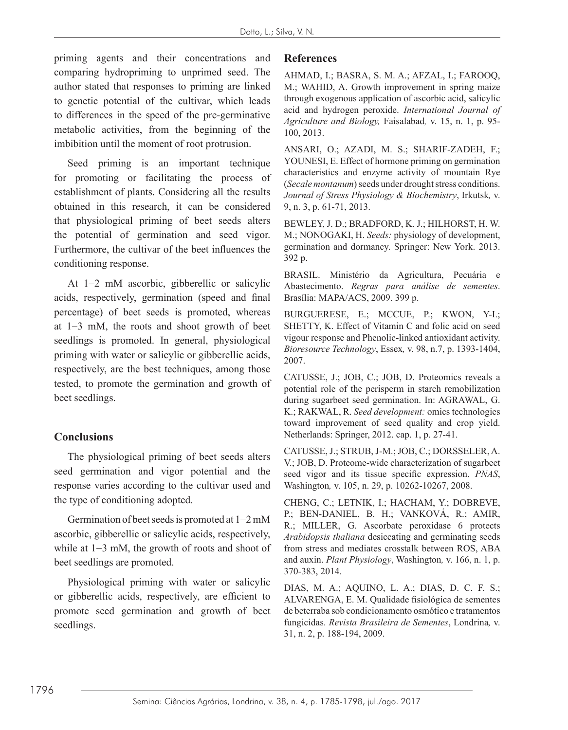priming agents and their concentrations and comparing hydropriming to unprimed seed. The author stated that responses to priming are linked to genetic potential of the cultivar, which leads to differences in the speed of the pre-germinative metabolic activities, from the beginning of the imbibition until the moment of root protrusion.

Seed priming is an important technique for promoting or facilitating the process of establishment of plants. Considering all the results obtained in this research, it can be considered that physiological priming of beet seeds alters the potential of germination and seed vigor. Furthermore, the cultivar of the beet influences the conditioning response.

At 1–2 mM ascorbic, gibberellic or salicylic acids, respectively, germination (speed and final percentage) of beet seeds is promoted, whereas at 1–3 mM, the roots and shoot growth of beet seedlings is promoted. In general, physiological priming with water or salicylic or gibberellic acids, respectively, are the best techniques, among those tested, to promote the germination and growth of beet seedlings.

## Conclusions

The physiological priming of beet seeds alters seed germination and vigor potential and the response varies according to the cultivar used and the type of conditioning adopted.

Germination of beet seeds is promoted at 1–2 mM ascorbic, gibberellic or salicylic acids, respectively, while at 1–3 mM, the growth of roots and shoot of beet seedlings are promoted.

Physiological priming with water or salicylic or gibberellic acids, respectively, are efficient to promote seed germination and growth of beet seedlings.

## References

AHMAD, I.; BASRA, S. M. A.; AFZAL, I.; FAROOQ, M.; WAHID, A. Growth improvement in spring maize through exogenous application of ascorbic acid, salicylic acid and hydrogen peroxide. *International Journal of Agriculture and Biology,* Faisalabad*,* v. 15, n. 1, p. 95-100, 2013.

ANSARI, O.; AZADI, M. S.; SHARIF-ZADEH, F.; YOUNESI, E. Effect of hormone priming on germination characteristics and enzyme activity of mountain Rye (*Secale montanum*) seeds under drought stress conditions. *Journal of Stress Physiology & Biochemistry*, Irkutsk*,* v. 9, n. 3, p. 61-71, 2013.

BEWLEY, J. D.; BRADFORD, K. J.; HILHORST, H. W. M.; NONOGAKI, H. *Seeds:* physiology of development, germination and dormancy. Springer: New York. 2013. 392 p.

BRASIL. Ministério da Agricultura, Pecuária e Abastecimento. *Regras para análise de sementes*. Brasília: MAPA/ACS, 2009. 399 p.

BURGUERESE, E.; MCCUE, P.; KWON, Y-I.; SHETTY, K. Effect of Vitamin C and folic acid on seed vigour response and Phenolic-linked antioxidant activity. *Bioresource Technology*, Essex*,* v. 98, n.7, p. 1393-1404, 2007.

CATUSSE, J.; JOB, C.; JOB, D. Proteomics reveals a potential role of the perisperm in starch remobilization during sugarbeet seed germination. In: AGRAWAL, G. K.; RAKWAL, R. *Seed development:* omics technologies toward improvement of seed quality and crop yield. Netherlands: Springer, 2012. cap. 1, p. 27-41.

CATUSSE, J.; STRUB, J-M.; JOB, C.; DORSSELER, A. V.; JOB, D. Proteome-wide characterization of sugarbeet seed vigor and its tissue specific expression. *PNAS*, Washington*,* v. 105, n. 29, p. 10262-10267, 2008.

CHENG, C.; LETNIK, I.; HACHAM, Y.; DOBREVE, P.; BEN-DANIEL, B. H.; VANKOVÁ, R.; AMIR, R.; MILLER, G. Ascorbate peroxidase 6 protects *Arabidopsis thaliana* desiccating and germinating seeds from stress and mediates crosstalk between ROS, ABA and auxin. *Plant Physiology*, Washington*,* v. 166, n. 1, p. 370-383, 2014.

DIAS, M. A.; AQUINO, L. A.; DIAS, D. C. F. S.; ALVARENGA, E. M. Qualidade fisiológica de sementes de beterraba sob condicionamento osmótico e tratamentos fungicidas. *Revista Brasileira de Sementes*, Londrina*,* v. 31, n. 2, p. 188-194, 2009.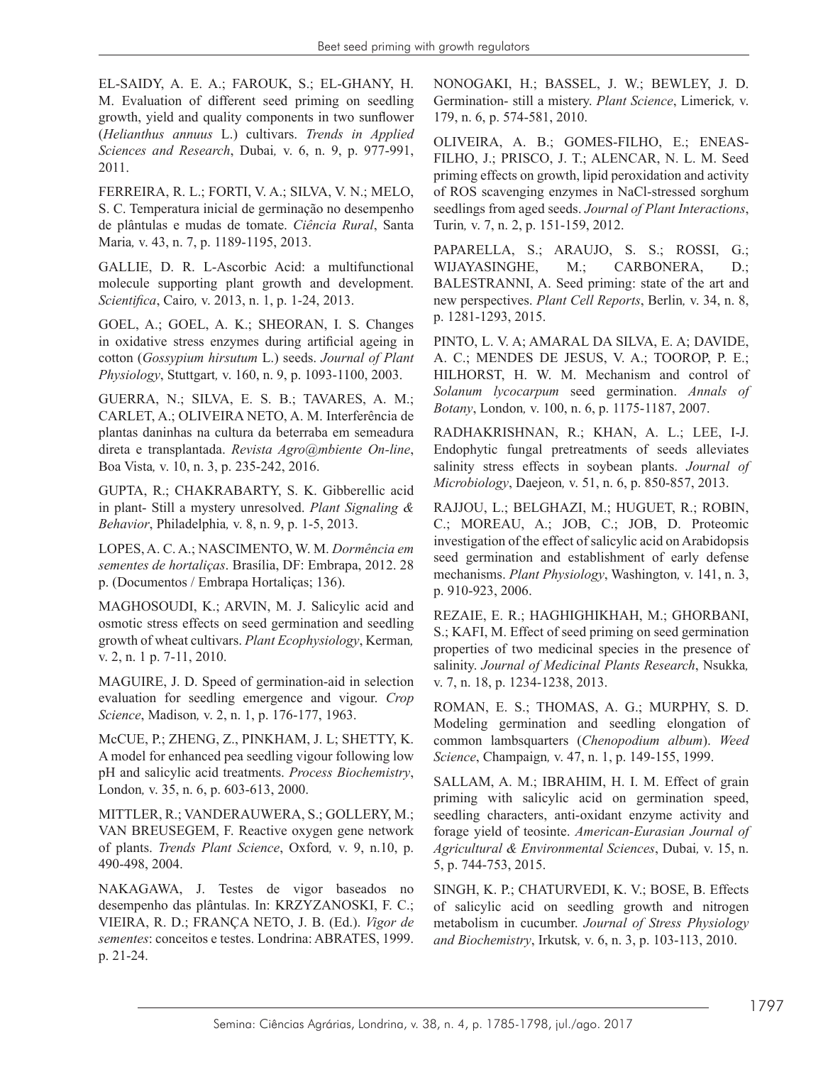EL-SAIDY, A. E. A.; FAROUK, S.; EL-GHANY, H. M. Evaluation of different seed priming on seedling growth, yield and quality components in two sunflower (*Helianthus annuus* L.) cultivars. *Trends in Applied Sciences and Research*, Dubai, v. 6, n. 9, p. 977-991, 2011.

FERREIRA, R. L.; FORTI, V. A.; SILVA, V. N.; MELO, S. C. Temperatura inicial de germinação no desempenho de plântulas e mudas de tomate. *Ciência Rural*, Santa Maria, v. 43, n. 7, p. 1189-1195, 2013.

GALLIE, D. R. L-Ascorbic Acid: a multifunctional molecule supporting plant growth and development. *Scientifica*, Cairo, v. 2013, n. 1, p. 1-24, 2013.

GOEL, A.; GOEL, A. K.; SHEORAN, I. S. Changes in oxidative stress enzymes during artificial ageing in cotton (*Gossypium hirsutum* L.) seeds. *Journal of Plant Physiology*, Stuttgart, v. 160, n. 9, p. 1093-1100, 2003.

GUERRA, N.; SILVA, E. S. B.; TAVARES, A. M.; CARLET, A.; OLIVEIRA NETO, A. M. Interferência de plantas daninhas na cultura da beterraba em semeadura direta e transplantada. *Revista Agro@mbiente On-line*, Boa Vista, v. 10, n. 3, p. 235-242, 2016.

GUPTA, R.; CHAKRABARTY, S. K. Gibberellic acid in plant- Still a mystery unresolved. *Plant Signaling & Behavior*, Philadelphia, v. 8, n. 9, p. 1-5, 2013.

LOPES, A. C. A.; NASCIMENTO, W. M. *Dormência em sementes de hortaliças*. Brasília, DF: Embrapa, 2012. 28 p. (Documentos / Embrapa Hortaliças; 136).

MAGHOSOUDI, K.; ARVIN, M. J. Salicylic acid and osmotic stress effects on seed germination and seedling growth of wheat cultivars. *Plant Ecophysiology*, Kerman, v. 2, n. 1 p. 7-11, 2010.

MAGUIRE, J. D. Speed of germination-aid in selection evaluation for seedling emergence and vigour. *Crop Science*, Madison, v. 2, n. 1, p. 176-177, 1963.

McCUE, P.; ZHENG, Z., PINKHAM, J. L; SHETTY, K. A model for enhanced pea seedling vigour following low pH and salicylic acid treatments. *Process Biochemistry*, London, v. 35, n. 6, p. 603-613, 2000.

MITTLER, R.; VANDERAUWERA, S.; GOLLERY, M.; VAN BREUSEGEM, F. Reactive oxygen gene network of plants. *Trends Plant Science*, Oxford, v. 9, n.10, p. 490-498, 2004.

NAKAGAWA, J. Testes de vigor baseados no desempenho das plântulas. In: KRZYZANOSKI, F. C.; VIEIRA, R. D.; FRANÇA NETO, J. B. (Ed.). *Vigor de sementes*: conceitos e testes. Londrina: ABRATES, 1999. p. 21-24.

NONOGAKI, H.; BASSEL, J. W.; BEWLEY, J. D. Germination- still a mistery. *Plant Science*, Limerick, v. 179, n. 6, p. 574-581, 2010.

OLIVEIRA, A. B.; GOMES-FILHO, E.; ENEAS-FILHO, J.; PRISCO, J. T.; ALENCAR, N. L. M. Seed priming effects on growth, lipid peroxidation and activity of ROS scavenging enzymes in NaCl-stressed sorghum seedlings from aged seeds. *Journal of Plant Interactions*, Turin, v. 7, n. 2, p. 151-159, 2012.

PAPARELLA, S.; ARAUJO, S. S.; ROSSI, G.; WIJAYASINGHE, M.; CARBONERA, D.; BALESTRANNI, A. Seed priming: state of the art and new perspectives. *Plant Cell Reports*, Berlin, v. 34, n. 8, p. 1281-1293, 2015.

PINTO, L. V. A; AMARAL DA SILVA, E. A; DAVIDE, A. C.; MENDES DE JESUS, V. A.; TOOROP, P. E.; HILHORST, H. W. M. Mechanism and control of *Solanum lycocarpum* seed germination. *Annals of Botany*, London, v. 100, n. 6, p. 1175-1187, 2007.

RADHAKRISHNAN, R.; KHAN, A. L.; LEE, I-J. Endophytic fungal pretreatments of seeds alleviates salinity stress effects in soybean plants. *Journal of Microbiology*, Daejeon, v. 51, n. 6, p. 850-857, 2013.

RAJJOU, L.; BELGHAZI, M.; HUGUET, R.; ROBIN, C.; MOREAU, A.; JOB, C.; JOB, D. Proteomic investigation of the effect of salicylic acid on Arabidopsis seed germination and establishment of early defense mechanisms. *Plant Physiology*, Washington, v. 141, n. 3, p. 910-923, 2006.

REZAIE, E. R.; HAGHIGHIKHAH, M.; GHORBANI, S.; KAFI, M. Effect of seed priming on seed germination properties of two medicinal species in the presence of salinity. *Journal of Medicinal Plants Research*, Nsukka, v. 7, n. 18, p. 1234-1238, 2013.

ROMAN, E. S.; THOMAS, A. G.; MURPHY, S. D. Modeling germination and seedling elongation of common lambsquarters (*Chenopodium album*). *Weed Science*, Champaign, v. 47, n. 1, p. 149-155, 1999.

SALLAM, A. M.; IBRAHIM, H. I. M. Effect of grain priming with salicylic acid on germination speed, seedling characters, anti-oxidant enzyme activity and forage yield of teosinte. *American-Eurasian Journal of Agricultural & Environmental Sciences*, Dubai, v. 15, n. 5, p. 744-753, 2015.

SINGH, K. P.; CHATURVEDI, K. V.; BOSE, B. Effects of salicylic acid on seedling growth and nitrogen metabolism in cucumber. *Journal of Stress Physiology and Biochemistry*, Irkutsk, v. 6, n. 3, p. 103-113, 2010.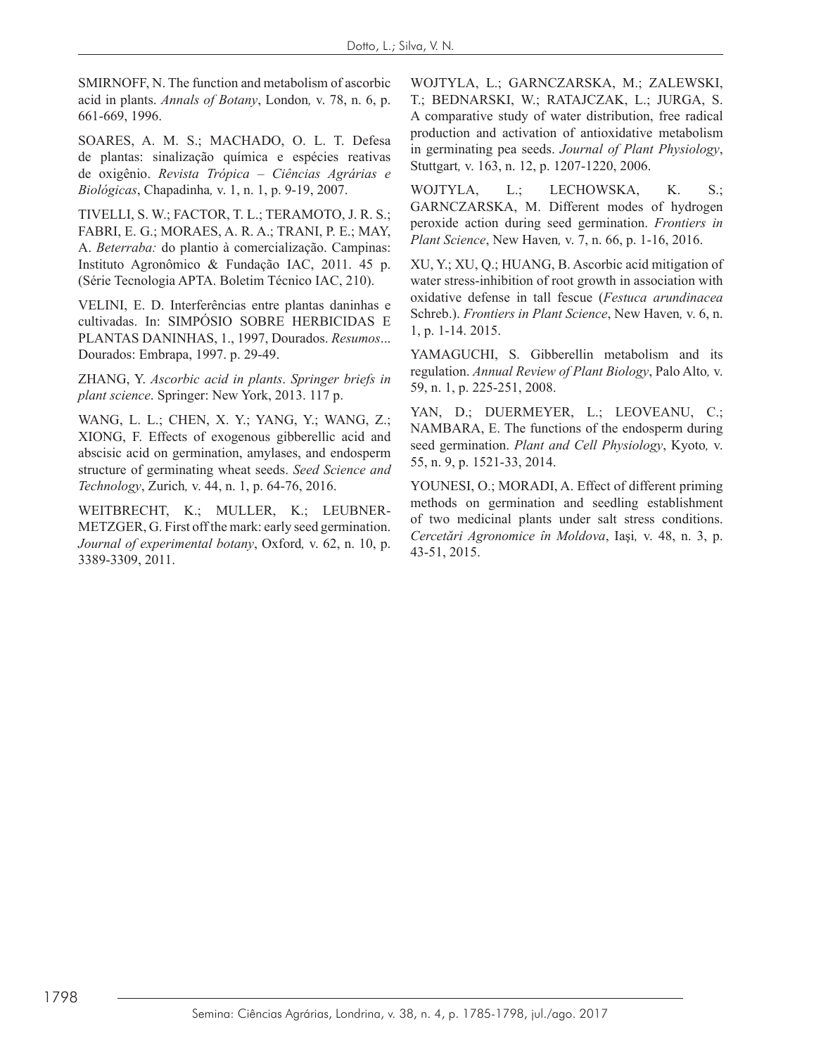SMIRNOFF, N. The function and metabolism of ascorbic acid in plants. *Annals of Botany*, London*,* v. 78, n. 6, p. 661-669, 1996.

SOARES, A. M. S.; MACHADO, O. L. T. Defesa de plantas: sinalização química e espécies reativas de oxigênio. *Revista Trópica – Ciências Agrárias e Biológicas*, Chapadinha*,* v. 1, n. 1, p. 9-19, 2007.

TIVELLI, S. W.; FACTOR, T. L.; TERAMOTO, J. R. S.; FABRI, E. G.; MORAES, A. R. A.; TRANI, P. E.; MAY, A. *Beterraba:* do plantio à comercialização. Campinas: Instituto Agronômico & Fundação IAC, 2011. 45 p. (Série Tecnologia APTA. Boletim Técnico IAC, 210).

VELINI, E. D. Interferências entre plantas daninhas e cultivadas. In: SIMPÓSIO SOBRE HERBICIDAS E PLANTAS DANINHAS, 1., 1997, Dourados. *Resumos*... Dourados: Embrapa, 1997. p. 29-49.

ZHANG, Y. *Ascorbic acid in plants*. *Springer briefs in plant science*. Springer: New York, 2013. 117 p.

WANG, L. L.; CHEN, X. Y.; YANG, Y.; WANG, Z.; XIONG, F. Effects of exogenous gibberellic acid and abscisic acid on germination, amylases, and endosperm structure of germinating wheat seeds. *Seed Science and Technology*, Zurich*,* v. 44, n. 1, p. 64-76, 2016.

WEITBRECHT, K.; MULLER, K.; LEUBNER-METZGER, G. First off the mark: early seed germination. *Journal of experimental botany*, Oxford*,* v. 62, n. 10, p. 3389-3309, 2011.

WOJTYLA, L.; GARNCZARSKA, M.; ZALEWSKI, T.; BEDNARSKI, W.; RATAJCZAK, L.; JURGA, S. A comparative study of water distribution, free radical production and activation of antioxidative metabolism in germinating pea seeds. *Journal of Plant Physiology*, Stuttgart*,* v. 163, n. 12, p. 1207-1220, 2006.

WOJTYLA, L.; LECHOWSKA, K. S.; GARNCZARSKA, M. Different modes of hydrogen peroxide action during seed germination. *Frontiers in Plant Science*, New Haven*,* v. 7, n. 66, p. 1-16, 2016.

XU, Y.; XU, Q.; HUANG, B. Ascorbic acid mitigation of water stress-inhibition of root growth in association with oxidative defense in tall fescue (*Festuca arundinacea* Schreb.). *Frontiers in Plant Science*, New Haven*,* v. 6, n. 1, p. 1-14. 2015.

YAMAGUCHI, S. Gibberellin metabolism and its regulation. *Annual Review of Plant Biology*, Palo Alto*,* v. 59, n. 1, p. 225-251, 2008.

YAN, D.; DUERMEYER, L.; LEOVEANU, C.; NAMBARA, E. The functions of the endosperm during seed germination. *Plant and Cell Physiology*, Kyoto*,* v. 55, n. 9, p. 1521-33, 2014.

YOUNESI, O.; MORADI, A. Effect of different priming methods on germination and seedling establishment of two medicinal plants under salt stress conditions. *Cercetări Agronomice în Moldova*, Iaşi*,* v. 48, n. 3, p. 43-51, 2015.